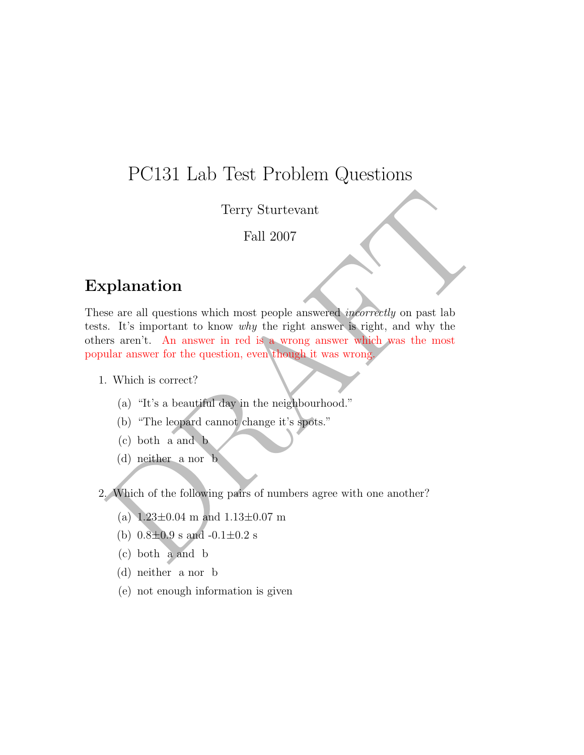// PC131 Lab Test Problem Questions

Terry Sturtevant

Fall 2007

## Explanation

These are all questions which most people answered *incorrectly* on past lab tests. It's important to know *why* the right answer is right, and why the others aren't. An answer in red is a wrong answer which was the most popular answer for the question, even though it was wrong.

1. Which is correct?

   (a) "It's a beautiful day in the neighbourhood."

   (b) "The leopard cannot change it's spots."

   (c) both a and b

   (d) neither a nor b

2. Which of the following pairs of numbers agree with one another?

   (a) 1.23±0.04 m and 1.13±0.07 m

   (b) 0.8±0.9 s and -0.1±0.2 s

   (c) both a and b

   (d) neither a nor b

   (e) not enough information is given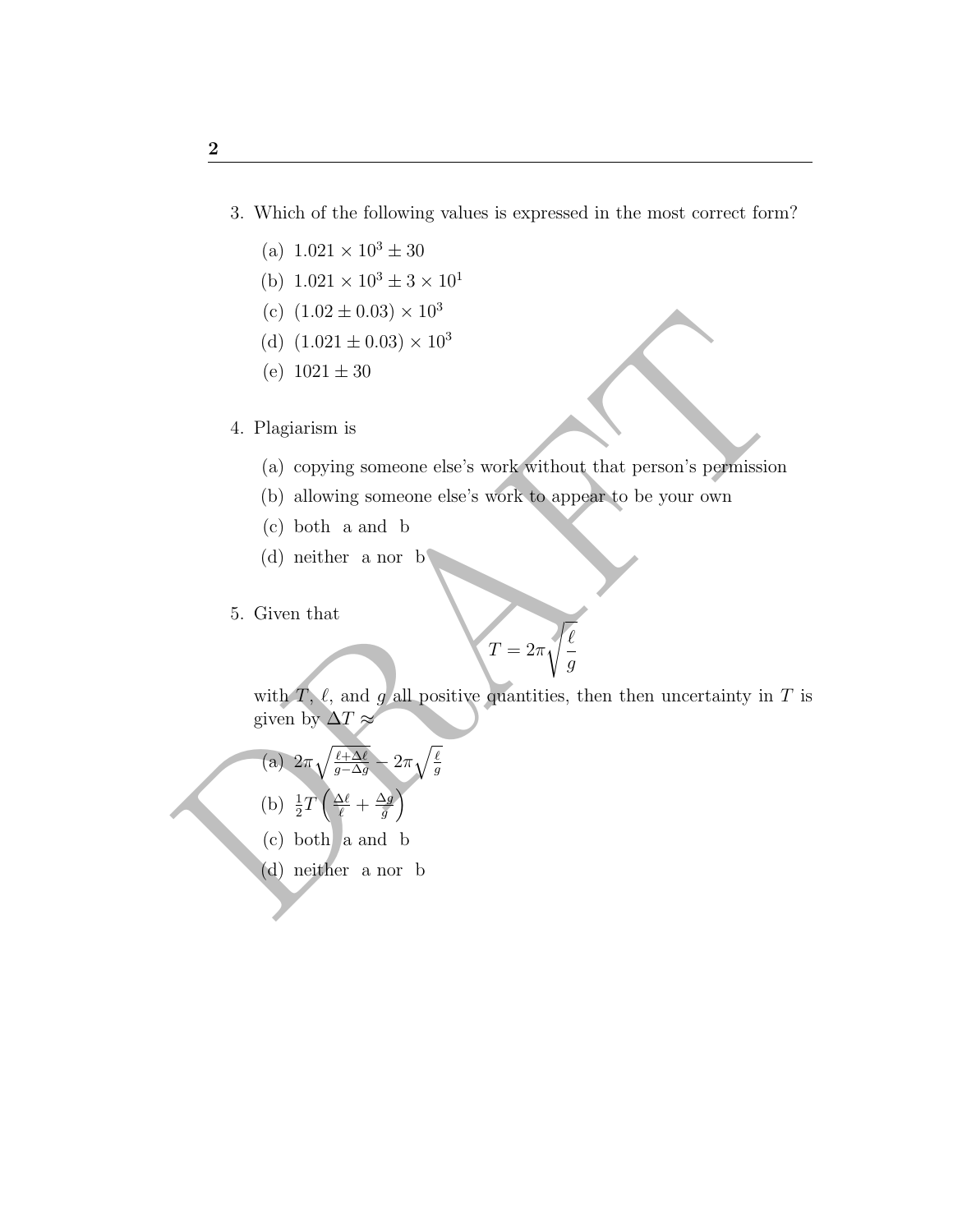3. Which of the following values is expressed in the most correct form?

   (a) $1.021 \times 10^3 \pm 30$

   (b) $1.021 \times 10^3 \pm 3 \times 10^1$

   (c) $(1.02 \pm 0.03) \times 10^3$

   (d) $(1.021 \pm 0.03) \times 10^3$

   (e) $1021 \pm 30$

4. Plagiarism is

   (a) copying someone else's work without that person's permission

   (b) allowing someone else's work to appear to be your own

   (c) both a and b

   (d) neither a nor b

5. Given that

$$T = 2\pi\sqrt{\frac{\ell}{g}}$$

   with $T$, $\ell$, and $g$ all positive quantities, then then uncertainty in $T$ is given by $\Delta T \approx$

   (a) $2\pi\sqrt{\frac{\ell+\Delta\ell}{g-\Delta g}} - 2\pi\sqrt{\frac{\ell}{g}}$

   (b) $\frac{1}{2}T\left(\frac{\Delta\ell}{\ell} + \frac{\Delta g}{g}\right)$

   (c) both a and b

   (d) neither a nor b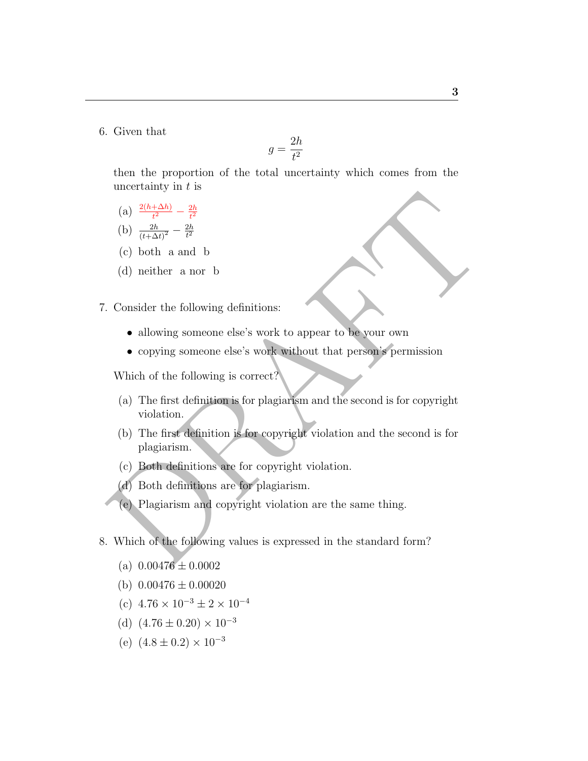6. Given that

$$g = \frac{2h}{t^2}$$

then the proportion of the total uncertainty which comes from the uncertainty in $t$ is

(a) $\frac{2(h+\Delta h)}{t^2} - \frac{2h}{t^2}$

(b) $\frac{2h}{(t+\Delta t)^2} - \frac{2h}{t^2}$

(c) both a and b

(d) neither a nor b

7. Consider the following definitions:

- allowing someone else's work to appear to be your own
- copying someone else's work without that person's permission

Which of the following is correct?

(a) The first definition is for plagiarism and the second is for copyright violation.

(b) The first definition is for copyright violation and the second is for plagiarism.

(c) Both definitions are for copyright violation.

(d) Both definitions are for plagiarism.

(e) Plagiarism and copyright violation are the same thing.

8. Which of the following values is expressed in the standard form?

(a) $0.00476 \pm 0.0002$

(b) $0.00476 \pm 0.00020$

(c) $4.76 \times 10^{-3} \pm 2 \times 10^{-4}$

(d) $(4.76 \pm 0.20) \times 10^{-3}$

(e) $(4.8 \pm 0.2) \times 10^{-3}$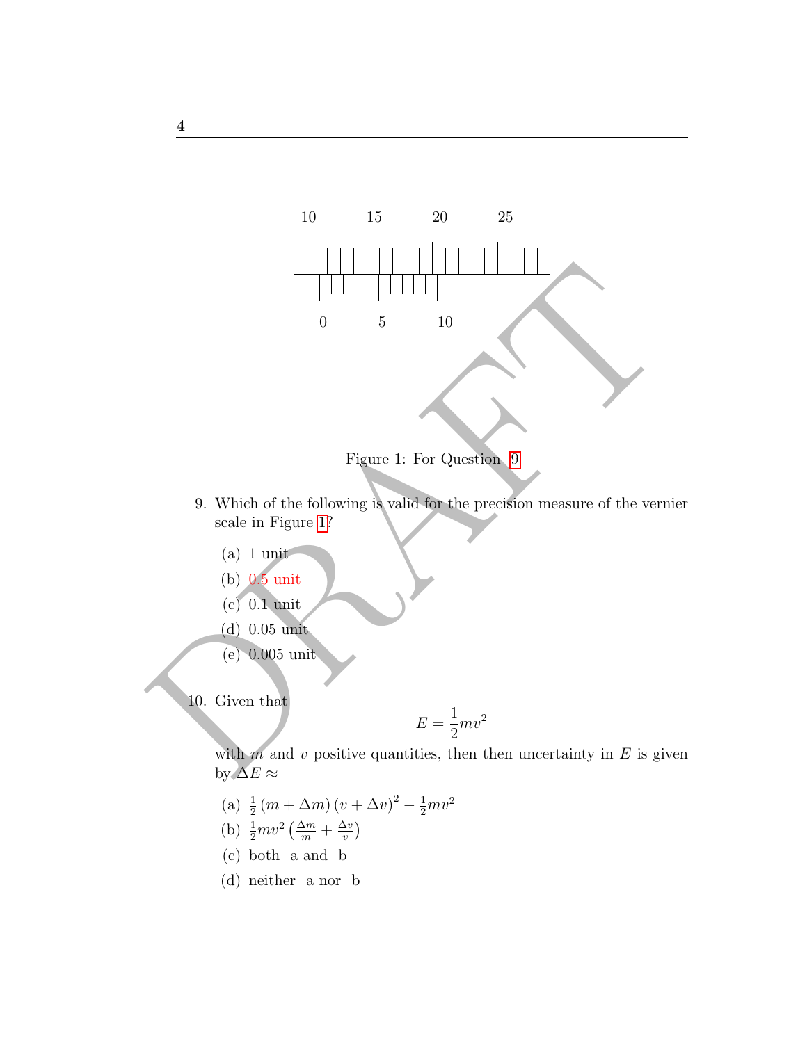Figure 1: For Question 9

9. Which of the following is valid for the precision measure of the vernier scale in Figure 1?

   (a) 1 unit
   (b) 0.5 unit
   (c) 0.1 unit
   (d) 0.05 unit
   (e) 0.005 unit

10. Given that
$$E = \frac{1}{2}mv^2$$
with $m$ and $v$ positive quantities, then then uncertainty in $E$ is given by $\Delta E \approx$

   (a) $\frac{1}{2}(m + \Delta m)(v + \Delta v)^2 - \frac{1}{2}mv^2$
   (b) $\frac{1}{2}mv^2 \left(\frac{\Delta m}{m} + \frac{\Delta v}{v}\right)$
   (c) both a and b
   (d) neither a nor b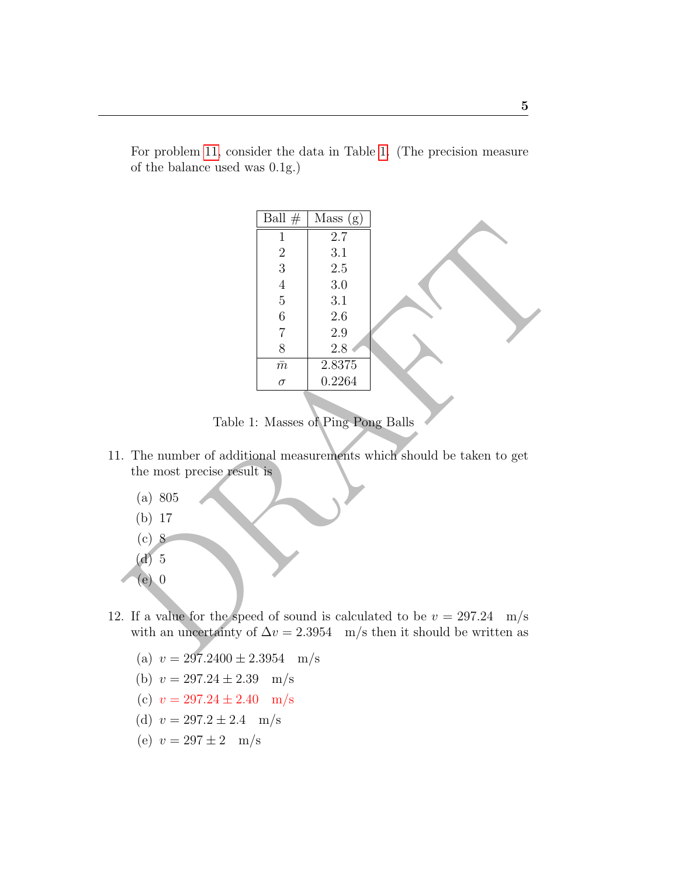For problem 11, consider the data in Table 1. (The precision measure of the balance used was 0.1g.)

| Ball # | Mass (g) |
|---|---|
| 1 | 2.7 |
| 2 | 3.1 |
| 3 | 2.5 |
| 4 | 3.0 |
| 5 | 3.1 |
| 6 | 2.6 |
| 7 | 2.9 |
| 8 | 2.8 |
| $\bar{m}$ | 2.8375 |
| $\sigma$ | 0.2264 |

Table 1: Masses of Ping Pong Balls

11. The number of additional measurements which should be taken to get the most precise result is

    (a) 805

    (b) 17

    (c) 8

    (d) 5

    (e) 0

12. If a value for the speed of sound is calculated to be $v = 297.24 \quad \text{m/s}$ with an uncertainty of $\Delta v = 2.3954 \quad \text{m/s}$ then it should be written as

    (a) $v = 297.2400 \pm 2.3954 \quad \text{m/s}$

    (b) $v = 297.24 \pm 2.39 \quad \text{m/s}$

    (c) $v = 297.24 \pm 2.40 \quad \text{m/s}$

    (d) $v = 297.2 \pm 2.4 \quad \text{m/s}$

    (e) $v = 297 \pm 2 \quad \text{m/s}$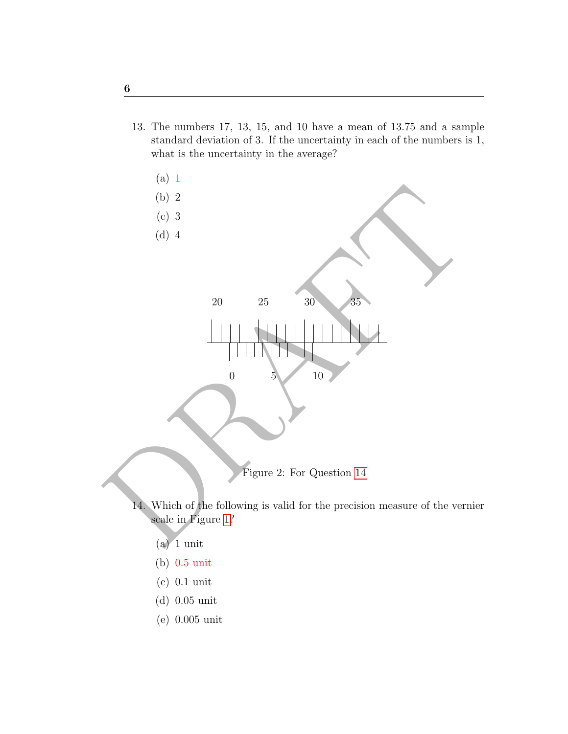13. The numbers 17, 13, 15, and 10 have a mean of 13.75 and a sample standard deviation of 3. If the uncertainty in each of the numbers is 1, what is the uncertainty in the average?

    (a) 1
    (b) 2
    (c) 3
    (d) 4

Figure 2: For Question 14

14. Which of the following is valid for the precision measure of the vernier scale in Figure 1?

    (a) 1 unit
    (b) 0.5 unit
    (c) 0.1 unit
    (d) 0.05 unit
    (e) 0.005 unit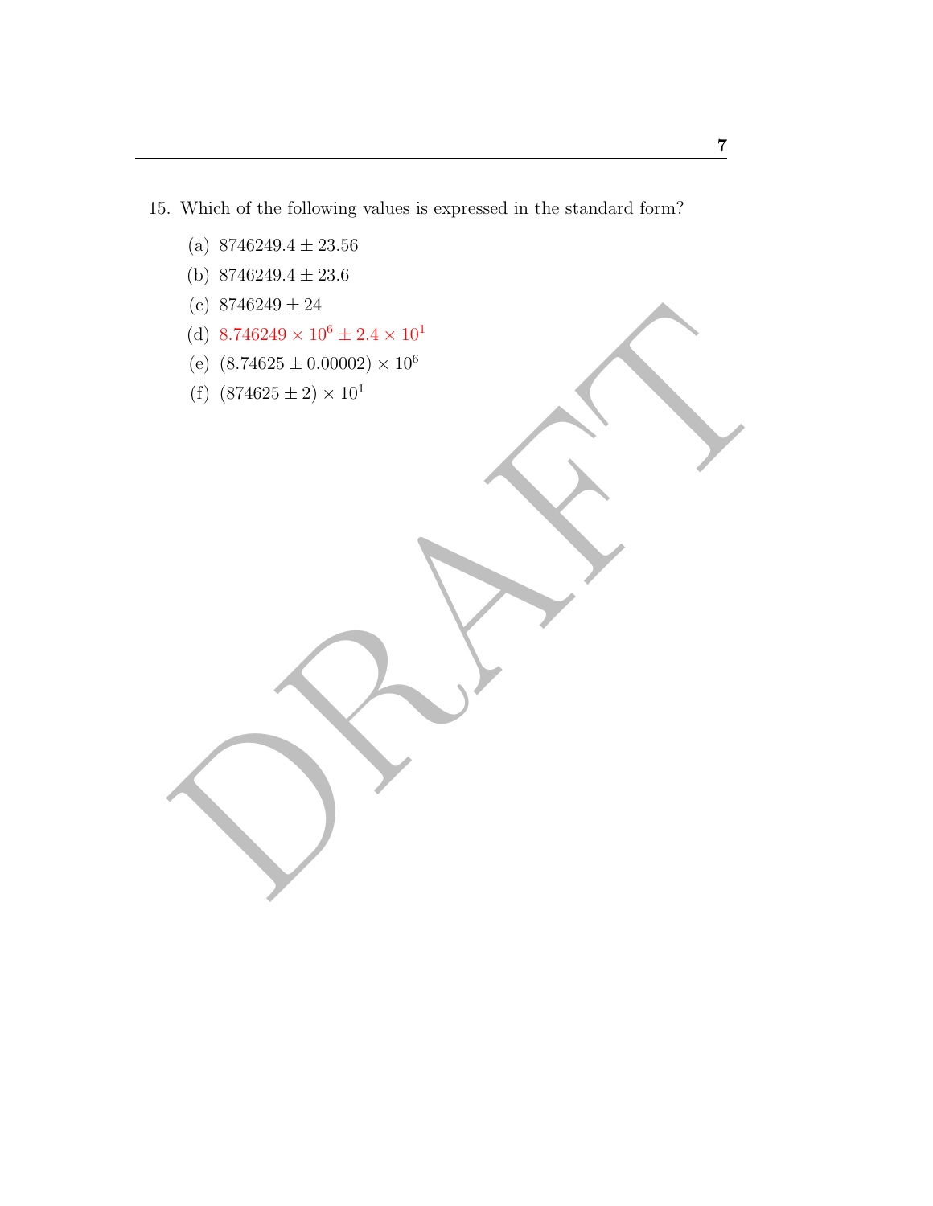15. Which of the following values is expressed in the standard form?

    (a) $8746249.4 \pm 23.56$

    (b) $8746249.4 \pm 23.6$

    (c) $8746249 \pm 24$

    (d) $8.746249 \times 10^6 \pm 2.4 \times 10^1$

    (e) $(8.74625 \pm 0.00002) \times 10^6$

    (f) $(874625 \pm 2) \times 10^1$